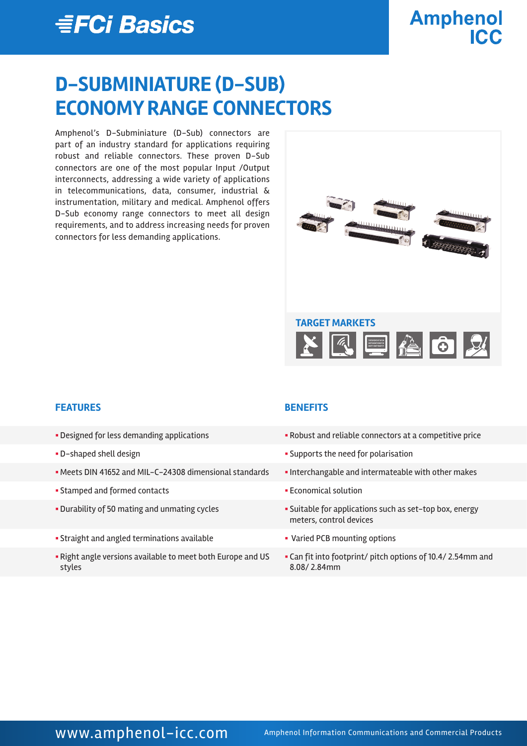# D-SUBMINIATURE (D-SUB) ECONOMY RANGE CONNECTORS

Amphenol's D-Subminiature (D-Sub) connectors are part of an industry standard for applications requiring robust and reliable connectors. These proven D-Sub connectors are one of the most popular Input /Output interconnects, addressing a wide variety of applications in telecommunications, data, consumer, industrial & instrumentation, military and medical. Amphenol offers D-Sub economy range connectors to meet all design requirements, and to address increasing needs for proven connectors for less demanding applications.

## TARGET MARKETS

| FEATURES | BENEFITS |
| --- | --- |
| Designed for less demanding applications | Robust and reliable connectors at a competitive price |
| D-shaped shell design | Supports the need for polarisation |
| Meets DIN 41652 and MIL-C-24308 dimensional standards | Interchangable and intermateable with other makes |
| Stamped and formed contacts | Economical solution |
| Durability of 50 mating and unmating cycles | Suitable for applications such as set-top box, energy meters, control devices |
| Straight and angled terminations available | Varied PCB mounting options |
| Right angle versions available to meet both Europe and US styles | Can fit into footprint/ pitch options of 10.4/ 2.54mm and 8.08/ 2.84mm |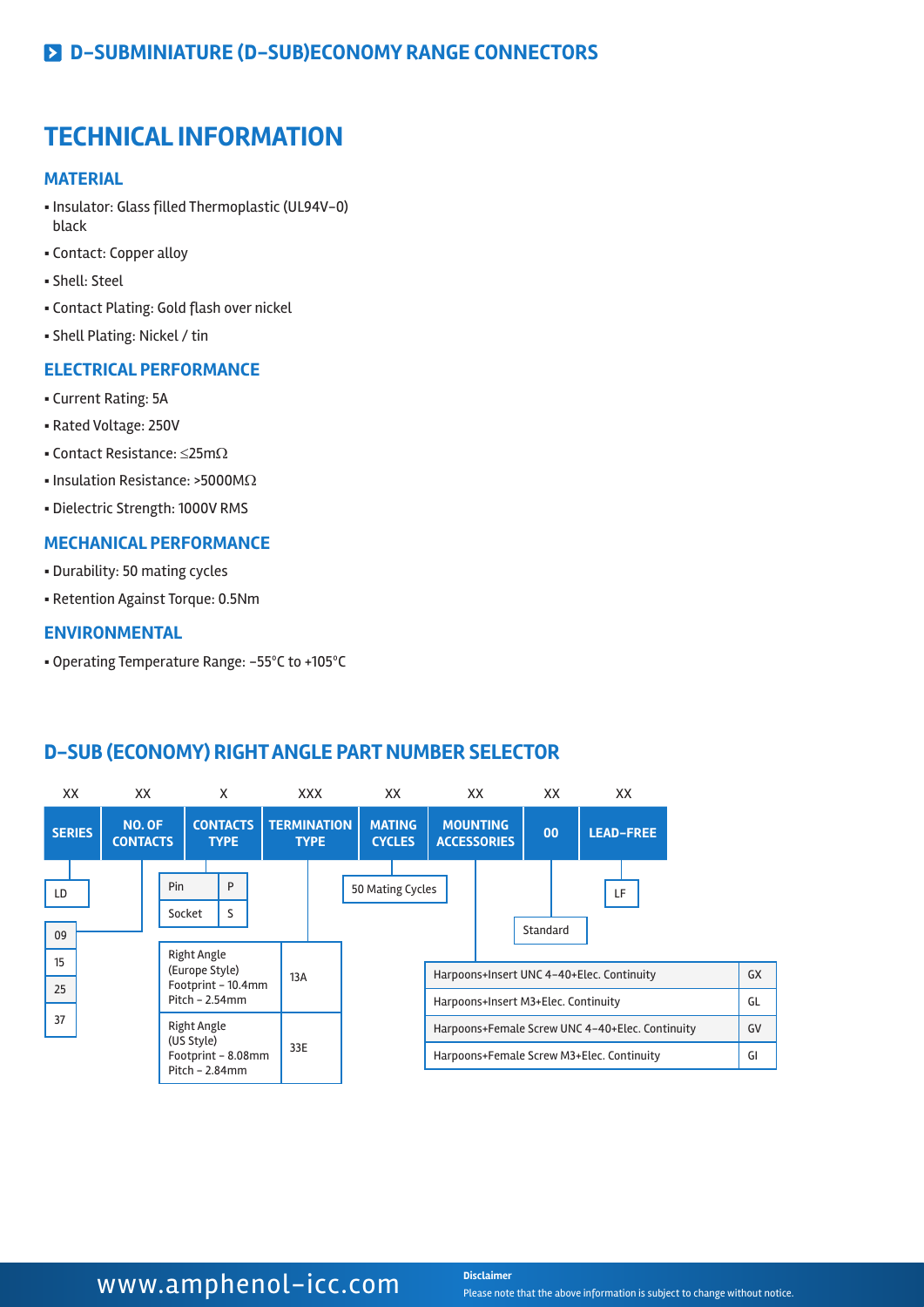## D-SUBMINIATURE (D-SUB)ECONOMY RANGE CONNECTORS

# TECHNICAL INFORMATION

### MATERIAL

- Insulator: Glass filled Thermoplastic (UL94V-0) black
- Contact: Copper alloy
- Shell: Steel
- Contact Plating: Gold flash over nickel
- Shell Plating: Nickel / tin

### ELECTRICAL PERFORMANCE

- Current Rating: 5A
- Rated Voltage: 250V
- Contact Resistance: ≤25mΩ
- Insulation Resistance: >5000MΩ
- Dielectric Strength: 1000V RMS

### MECHANICAL PERFORMANCE

- Durability: 50 mating cycles
- Retention Against Torque: 0.5Nm

### ENVIRONMENTAL

- Operating Temperature Range: -55°C to +105°C

## D-SUB (ECONOMY) RIGHT ANGLE PART NUMBER SELECTOR

| XX | XX | X | XXX | XX | XX | XX | XX |
|---|---|---|---|---|---|---|---|
| SERIES | NO. OF CONTACTS | CONTACTS TYPE | TERMINATION TYPE | MATING CYCLES | MOUNTING ACCESSORIES | 00 | LEAD-FREE |
| LD | 09, 15, 25, 37 | Pin: P; Socket: S | 13A / 33E | 50 Mating Cycles | GX / GL / GV / GI | Standard | LF |

**Contacts Type**

| Type | Code |
|---|---|
| Pin | P |
| Socket | S |

**Termination Type**

| Description | Code |
|---|---|
| Right Angle (Europe Style) Footprint - 10.4mm Pitch - 2.54mm | 13A |
| Right Angle (US Style) Footprint - 8.08mm Pitch - 2.84mm | 33E |

**Mounting Accessories**

| Description | Code |
|---|---|
| Harpoons+Insert UNC 4-40+Elec. Continuity | GX |
| Harpoons+Insert M3+Elec. Continuity | GL |
| Harpoons+Female Screw UNC 4-40+Elec. Continuity | GV |
| Harpoons+Female Screw M3+Elec. Continuity | GI |

www.amphenol-icc.com

**Disclaimer**
Please note that the above information is subject to change without notice.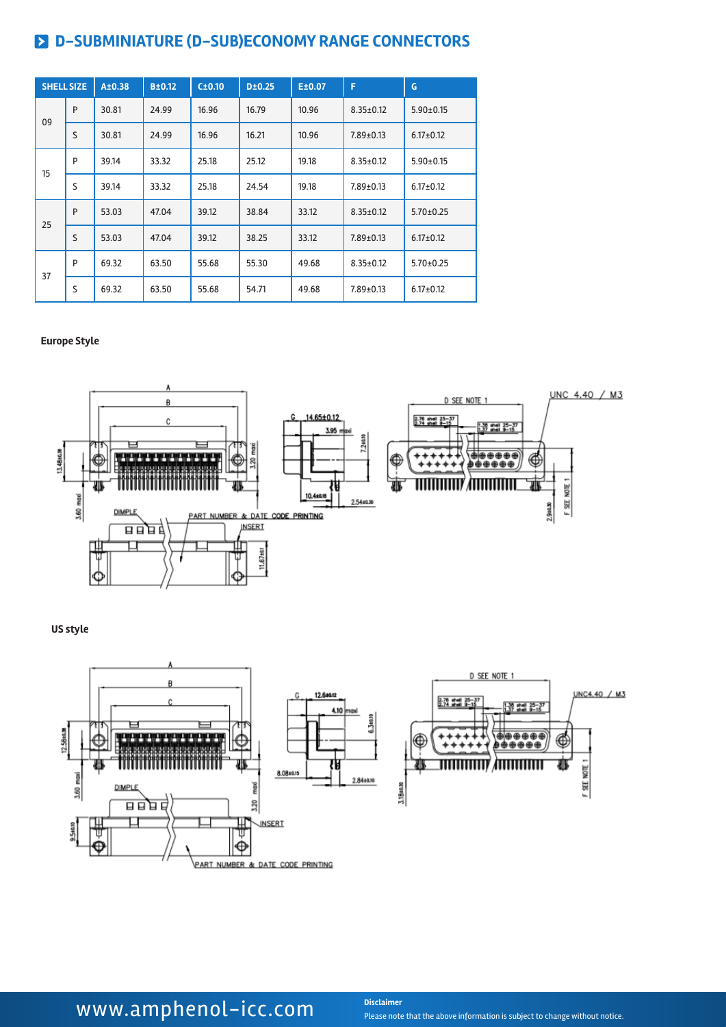## D-SUBMINIATURE (D-SUB)ECONOMY RANGE CONNECTORS

| SHELL SIZE | | A±0.38 | B±0.12 | C±0.10 | D±0.25 | E±0.07 | F | G |
|---|---|---|---|---|---|---|---|---|
| 09 | P | 30.81 | 24.99 | 16.96 | 16.79 | 10.96 | 8.35±0.12 | 5.90±0.15 |
| | S | 30.81 | 24.99 | 16.96 | 16.21 | 10.96 | 7.89±0.13 | 6.17±0.12 |
| 15 | P | 39.14 | 33.32 | 25.18 | 25.12 | 19.18 | 8.35±0.12 | 5.90±0.15 |
| | S | 39.14 | 33.32 | 25.18 | 24.54 | 19.18 | 7.89±0.13 | 6.17±0.12 |
| 25 | P | 53.03 | 47.04 | 39.12 | 38.84 | 33.12 | 8.35±0.12 | 5.70±0.25 |
| | S | 53.03 | 47.04 | 39.12 | 38.25 | 33.12 | 7.89±0.13 | 6.17±0.12 |
| 37 | P | 69.32 | 63.50 | 55.68 | 55.30 | 49.68 | 8.35±0.12 | 5.70±0.25 |
| | S | 69.32 | 63.50 | 55.68 | 54.71 | 49.68 | 7.89±0.13 | 6.17±0.12 |

**Europe Style**

A, B, C, G, 14.65±0.12, 3.95 maxi, 7.24±0.10, 13.48±0.38, 3.20 maxi, 3.60 maxi, 10.4±0.15, 2.54±0.30, D SEE NOTE 1, UNC 4.40 / M3, 2.76 shell 25–37, 2.74 shell 9–15, 1.38 shell 25–37, 1.37 shell 9–15, F SEE NOTE 1, 2.9±0.30, DIMPLE, PART NUMBER & DATE CODE PRINTING, INSERT, 11.67±0.3

**US style**

A, B, C, G, 12.6±0.12, 4.10 maxi, 6.34±0.10, 12.58±0.38, 3.60 maxi, 8.08±0.15, 2.84±0.10, 3.20 maxi, D SEE NOTE 1, UNC4.40 / M3, 2.76 shell 25–37, 2.74 shell 9–15, 1.38 shell 25–37, 1.37 shell 9–15, F SEE NOTE 1, 3.18±0.30, DIMPLE, INSERT, 9.5±0.10, PART NUMBER & DATE CODE PRINTING

www.amphenol-icc.com

**Disclaimer**
Please note that the above information is subject to change without notice.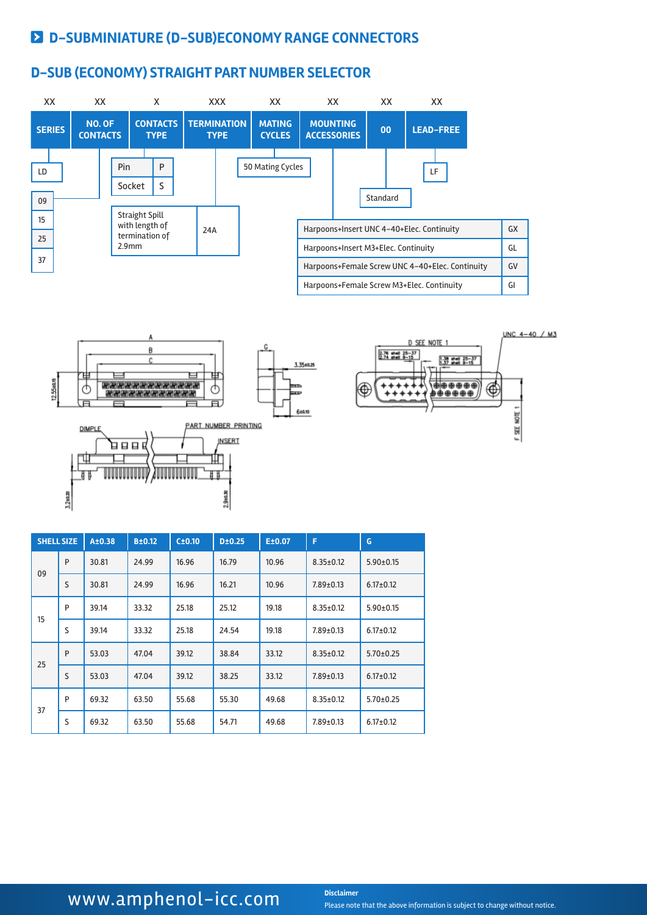## D-SUBMINIATURE (D-SUB)ECONOMY RANGE CONNECTORS

### D-SUB (ECONOMY) STRAIGHT PART NUMBER SELECTOR

| XX | XX | X | XXX | XX | XX | XX | XX |
|---|---|---|---|---|---|---|---|
| SERIES | NO. OF CONTACTS | CONTACTS TYPE | TERMINATION TYPE | MATING CYCLES | MOUNTING ACCESSORIES | 00 | LEAD-FREE |

**SERIES:** LD

**NO. OF CONTACTS:** 09, 15, 25, 37

**CONTACTS TYPE:**

| | |
|---|---|
| Pin | P |
| Socket | S |

**TERMINATION TYPE:**

| | |
|---|---|
| Straight Spill with length of termination of 2.9mm | 24A |

**MATING CYCLES:** 50 Mating Cycles

**MOUNTING ACCESSORIES:**

| | |
|---|---|
| Harpoons+Insert UNC 4-40+Elec. Continuity | GX |
| Harpoons+Insert M3+Elec. Continuity | GL |
| Harpoons+Female Screw UNC 4-40+Elec. Continuity | GV |
| Harpoons+Female Screw M3+Elec. Continuity | GI |

**00:** Standard

**LEAD-FREE:** LF

| SHELL SIZE | | A±0.38 | B±0.12 | C±0.10 | D±0.25 | E±0.07 | F | G |
|---|---|---|---|---|---|---|---|---|
| 09 | P | 30.81 | 24.99 | 16.96 | 16.79 | 10.96 | 8.35±0.12 | 5.90±0.15 |
| | S | 30.81 | 24.99 | 16.96 | 16.21 | 10.96 | 7.89±0.13 | 6.17±0.12 |
| 15 | P | 39.14 | 33.32 | 25.18 | 25.12 | 19.18 | 8.35±0.12 | 5.90±0.15 |
| | S | 39.14 | 33.32 | 25.18 | 24.54 | 19.18 | 7.89±0.13 | 6.17±0.12 |
| 25 | P | 53.03 | 47.04 | 39.12 | 38.84 | 33.12 | 8.35±0.12 | 5.70±0.25 |
| | S | 53.03 | 47.04 | 39.12 | 38.25 | 33.12 | 7.89±0.13 | 6.17±0.12 |
| 37 | P | 69.32 | 63.50 | 55.68 | 55.30 | 49.68 | 8.35±0.12 | 5.70±0.25 |
| | S | 69.32 | 63.50 | 55.68 | 54.71 | 49.68 | 7.89±0.13 | 6.17±0.12 |

www.amphenol-icc.com

**Disclaimer**
Please note that the above information is subject to change without notice.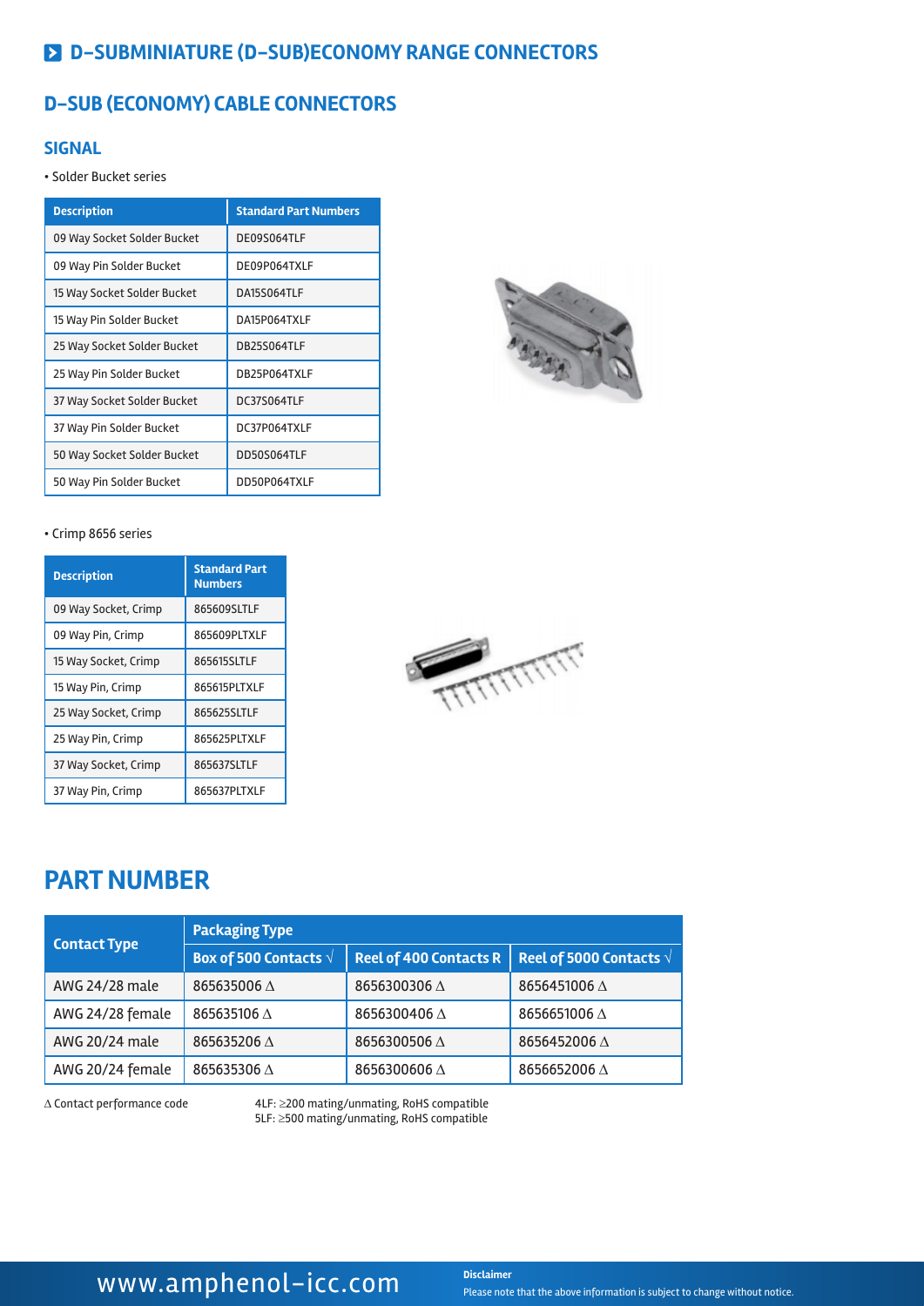# D-SUBMINIATURE (D-SUB)ECONOMY RANGE CONNECTORS

## D-SUB (ECONOMY) CABLE CONNECTORS

### SIGNAL

• Solder Bucket series

| Description | Standard Part Numbers |
|---|---|
| 09 Way Socket Solder Bucket | DE09S064TLF |
| 09 Way Pin Solder Bucket | DE09P064TXLF |
| 15 Way Socket Solder Bucket | DA15S064TLF |
| 15 Way Pin Solder Bucket | DA15P064TXLF |
| 25 Way Socket Solder Bucket | DB25S064TLF |
| 25 Way Pin Solder Bucket | DB25P064TXLF |
| 37 Way Socket Solder Bucket | DC37S064TLF |
| 37 Way Pin Solder Bucket | DC37P064TXLF |
| 50 Way Socket Solder Bucket | DD50S064TLF |
| 50 Way Pin Solder Bucket | DD50P064TXLF |

• Crimp 8656 series

| Description | Standard Part Numbers |
|---|---|
| 09 Way Socket, Crimp | 865609SLTLF |
| 09 Way Pin, Crimp | 865609PLTXLF |
| 15 Way Socket, Crimp | 865615SLTLF |
| 15 Way Pin, Crimp | 865615PLTXLF |
| 25 Way Socket, Crimp | 865625SLTLF |
| 25 Way Pin, Crimp | 865625PLTXLF |
| 37 Way Socket, Crimp | 865637SLTLF |
| 37 Way Pin, Crimp | 865637PLTXLF |

## PART NUMBER

| Contact Type | Packaging Type | | |
|---|---|---|---|
| | Box of 500 Contacts √ | Reel of 400 Contacts R | Reel of 5000 Contacts √ |
| AWG 24/28 male | 865635006 Δ | 8656300306 Δ | 8656451006 Δ |
| AWG 24/28 female | 865635106 Δ | 8656300406 Δ | 8656651006 Δ |
| AWG 20/24 male | 865635206 Δ | 8656300506 Δ | 8656452006 Δ |
| AWG 20/24 female | 865635306 Δ | 8656300606 Δ | 8656652006 Δ |

Δ Contact performance code

4LF: ≥200 mating/unmating, RoHS compatible
5LF: ≥500 mating/unmating, RoHS compatible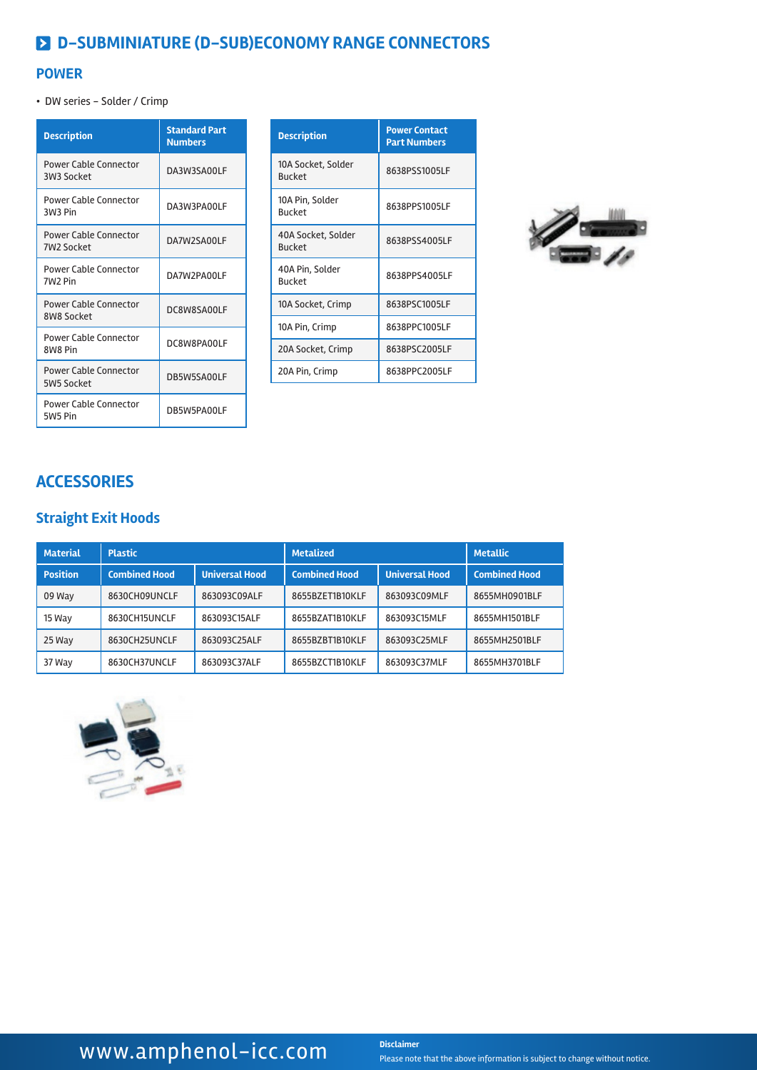# D-SUBMINIATURE (D-SUB)ECONOMY RANGE CONNECTORS

## POWER

- DW series – Solder / Crimp

| Description | Standard Part Numbers |
|---|---|
| Power Cable Connector 3W3 Socket | DA3W3SA00LF |
| Power Cable Connector 3W3 Pin | DA3W3PA00LF |
| Power Cable Connector 7W2 Socket | DA7W2SA00LF |
| Power Cable Connector 7W2 Pin | DA7W2PA00LF |
| Power Cable Connector 8W8 Socket | DC8W8SA00LF |
| Power Cable Connector 8W8 Pin | DC8W8PA00LF |
| Power Cable Connector 5W5 Socket | DB5W5SA00LF |
| Power Cable Connector 5W5 Pin | DB5W5PA00LF |

| Description | Power Contact Part Numbers |
|---|---|
| 10A Socket, Solder Bucket | 8638PSS1005LF |
| 10A Pin, Solder Bucket | 8638PPS1005LF |
| 40A Socket, Solder Bucket | 8638PSS4005LF |
| 40A Pin, Solder Bucket | 8638PPS4005LF |
| 10A Socket, Crimp | 8638PSC1005LF |
| 10A Pin, Crimp | 8638PPC1005LF |
| 20A Socket, Crimp | 8638PSC2005LF |
| 20A Pin, Crimp | 8638PPC2005LF |

## ACCESSORIES

### Straight Exit Hoods

| Material | Plastic | | Metalized | | Metallic |
|---|---|---|---|---|---|
| Position | Combined Hood | Universal Hood | Combined Hood | Universal Hood | Combined Hood |
| 09 Way | 8630CH09UNCLF | 863093C09ALF | 8655BZET1B10KLF | 863093C09MLF | 8655MH0901BLF |
| 15 Way | 8630CH15UNCLF | 863093C15ALF | 8655BZAT1B10KLF | 863093C15MLF | 8655MH1501BLF |
| 25 Way | 8630CH25UNCLF | 863093C25ALF | 8655BZBT1B10KLF | 863093C25MLF | 8655MH2501BLF |
| 37 Way | 8630CH37UNCLF | 863093C37ALF | 8655BZCT1B10KLF | 863093C37MLF | 8655MH3701BLF |

www.amphenol-icc.com

**Disclaimer**
Please note that the above information is subject to change without notice.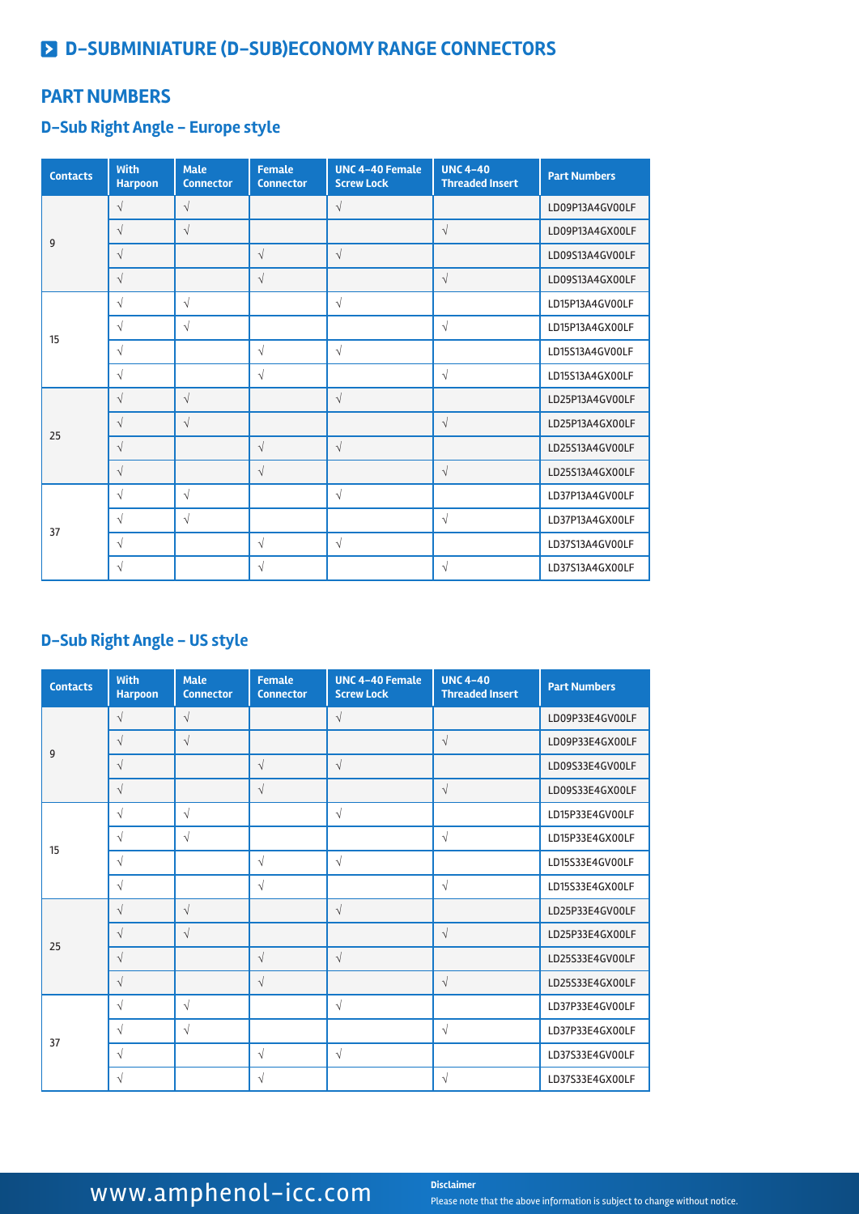# D-SUBMINIATURE (D-SUB)ECONOMY RANGE CONNECTORS

## PART NUMBERS

### D-Sub Right Angle – Europe style

| Contacts | With Harpoon | Male Connector | Female Connector | UNC 4-40 Female Screw Lock | UNC 4-40 Threaded Insert | Part Numbers |
|---|---|---|---|---|---|---|
| 9 | √ | √ | | √ | | LD09P13A4GV00LF |
| | √ | √ | | | √ | LD09P13A4GX00LF |
| | √ | | √ | √ | | LD09S13A4GV00LF |
| | √ | | √ | | √ | LD09S13A4GX00LF |
| 15 | √ | √ | | √ | | LD15P13A4GV00LF |
| | √ | √ | | | √ | LD15P13A4GX00LF |
| | √ | | √ | √ | | LD15S13A4GV00LF |
| | √ | | √ | | √ | LD15S13A4GX00LF |
| 25 | √ | √ | | √ | | LD25P13A4GV00LF |
| | √ | √ | | | √ | LD25P13A4GX00LF |
| | √ | | √ | √ | | LD25S13A4GV00LF |
| | √ | | √ | | √ | LD25S13A4GX00LF |
| 37 | √ | √ | | √ | | LD37P13A4GV00LF |
| | √ | √ | | | √ | LD37P13A4GX00LF |
| | √ | | √ | √ | | LD37S13A4GV00LF |
| | √ | | √ | | √ | LD37S13A4GX00LF |

### D-Sub Right Angle – US style

| Contacts | With Harpoon | Male Connector | Female Connector | UNC 4-40 Female Screw Lock | UNC 4-40 Threaded Insert | Part Numbers |
|---|---|---|---|---|---|---|
| 9 | √ | √ | | √ | | LD09P33E4GV00LF |
| | √ | √ | | | √ | LD09P33E4GX00LF |
| | √ | | √ | √ | | LD09S33E4GV00LF |
| | √ | | √ | | √ | LD09S33E4GX00LF |
| 15 | √ | √ | | √ | | LD15P33E4GV00LF |
| | √ | √ | | | √ | LD15P33E4GX00LF |
| | √ | | √ | √ | | LD15S33E4GV00LF |
| | √ | | √ | | √ | LD15S33E4GX00LF |
| 25 | √ | √ | | √ | | LD25P33E4GV00LF |
| | √ | √ | | | √ | LD25P33E4GX00LF |
| | √ | | √ | √ | | LD25S33E4GV00LF |
| | √ | | √ | | √ | LD25S33E4GX00LF |
| 37 | √ | √ | | √ | | LD37P33E4GV00LF |
| | √ | √ | | | √ | LD37P33E4GX00LF |
| | √ | | √ | √ | | LD37S33E4GV00LF |
| | √ | | √ | | √ | LD37S33E4GX00LF |

www.amphenol-icc.com

**Disclaimer**
Please note that the above information is subject to change without notice.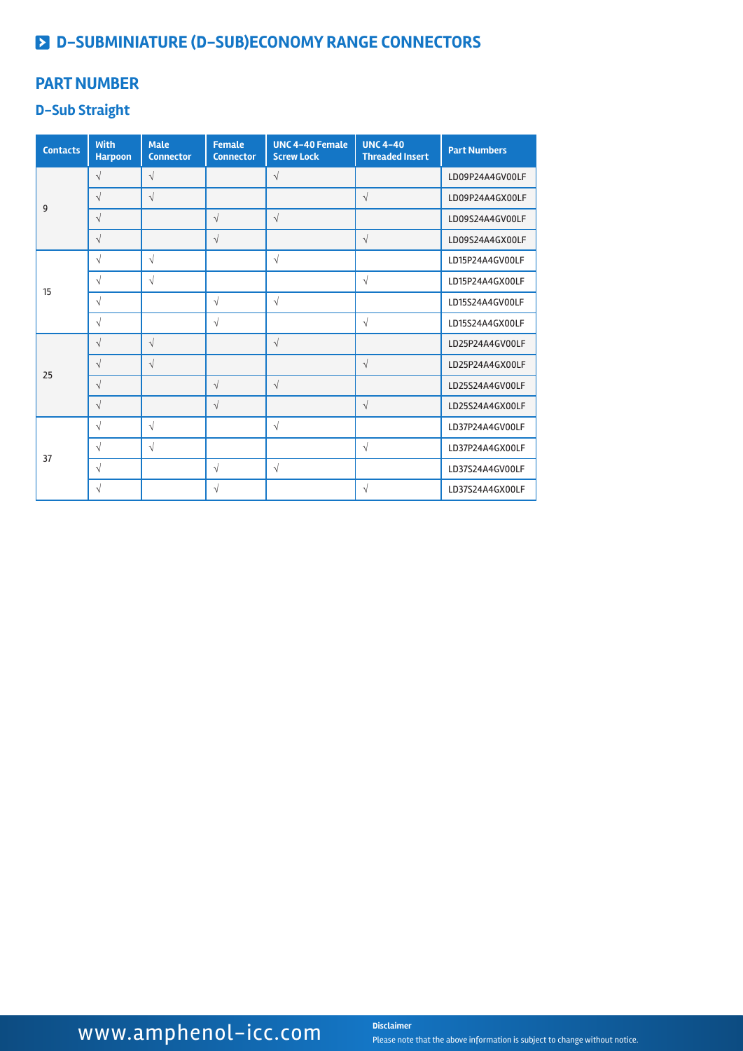# D-SUBMINIATURE (D-SUB)ECONOMY RANGE CONNECTORS

## PART NUMBER

### D-Sub Straight

| Contacts | With Harpoon | Male Connector | Female Connector | UNC 4-40 Female Screw Lock | UNC 4-40 Threaded Insert | Part Numbers |
|---|---|---|---|---|---|---|
| 9 | √ | √ | | √ | | LD09P24A4GV00LF |
| | √ | √ | | | √ | LD09P24A4GX00LF |
| | √ | | √ | √ | | LD09S24A4GV00LF |
| | √ | | √ | | √ | LD09S24A4GX00LF |
| 15 | √ | √ | | √ | | LD15P24A4GV00LF |
| | √ | √ | | | √ | LD15P24A4GX00LF |
| | √ | | √ | √ | | LD15S24A4GV00LF |
| | √ | | √ | | √ | LD15S24A4GX00LF |
| 25 | √ | √ | | √ | | LD25P24A4GV00LF |
| | √ | √ | | | √ | LD25P24A4GX00LF |
| | √ | | √ | √ | | LD25S24A4GV00LF |
| | √ | | √ | | √ | LD25S24A4GX00LF |
| 37 | √ | √ | | √ | | LD37P24A4GV00LF |
| | √ | √ | | | √ | LD37P24A4GX00LF |
| | √ | | √ | √ | | LD37S24A4GV00LF |
| | √ | | √ | | √ | LD37S24A4GX00LF |

www.amphenol-icc.com

**Disclaimer**

Please note that the above information is subject to change without notice.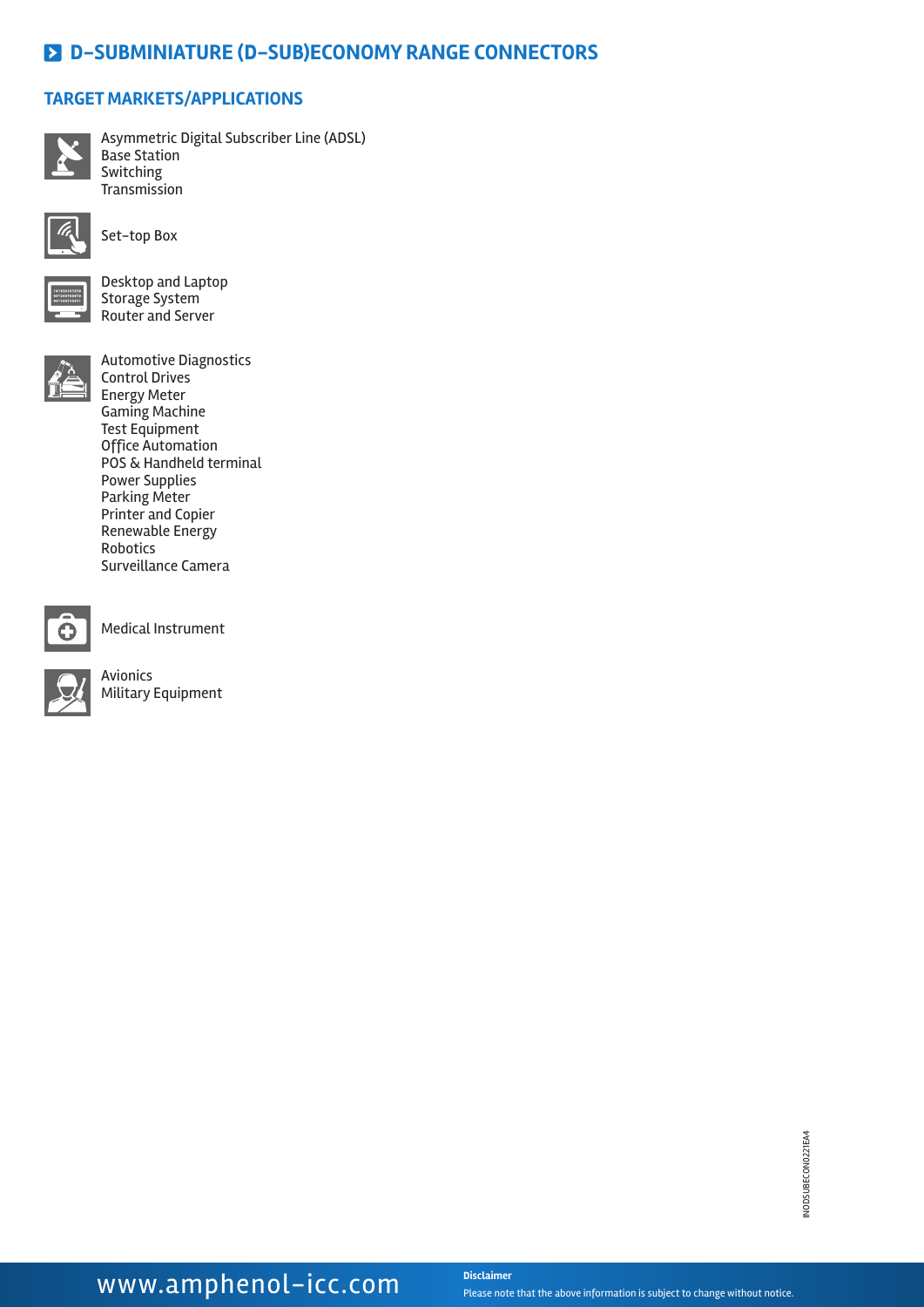## D-SUBMINIATURE (D-SUB)ECONOMY RANGE CONNECTORS

### TARGET MARKETS/APPLICATIONS

Asymmetric Digital Subscriber Line (ADSL)
Base Station
Switching
Transmission

Set-top Box

Desktop and Laptop
Storage System
Router and Server

Automotive Diagnostics
Control Drives
Energy Meter
Gaming Machine
Test Equipment
Office Automation
POS & Handheld terminal
Power Supplies
Parking Meter
Printer and Copier
Renewable Energy
Robotics
Surveillance Camera

Medical Instrument

Avionics
Military Equipment

INODSUBECONO221EA4

www.amphenol-icc.com

**Disclaimer**
Please note that the above information is subject to change without notice.